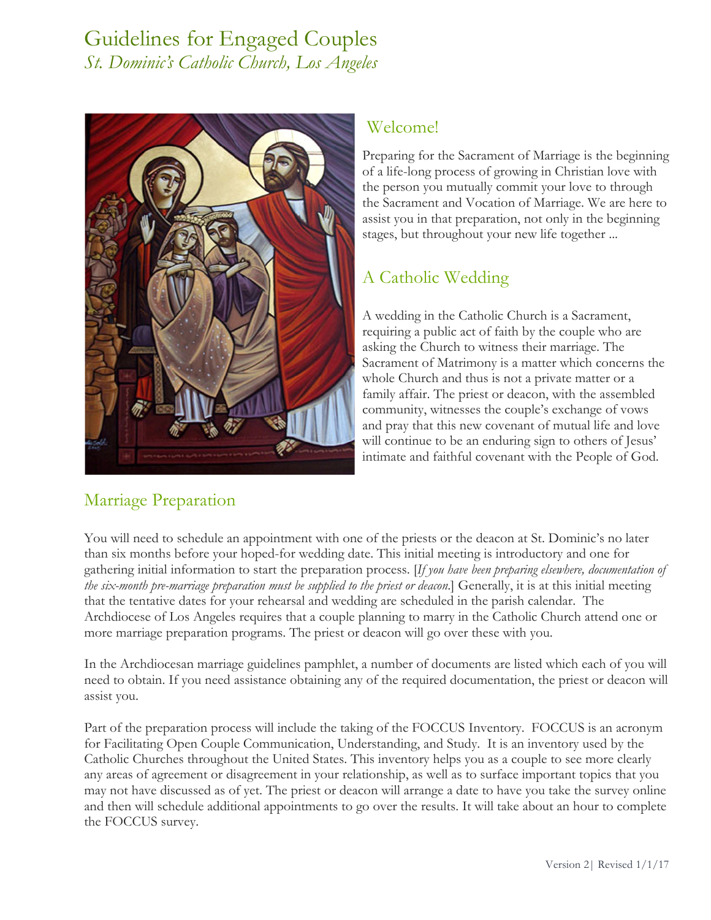# Guidelines for Engaged Couples

*St. Dominic's Catholic Church, Los Angeles*

## Welcome!

Preparing for the Sacrament of Marriage is the beginning of a life-long process of growing in Christian love with the person you mutually commit your love to through the Sacrament and Vocation of Marriage. We are here to assist you in that preparation, not only in the beginning stages, but throughout your new life together ...

## A Catholic Wedding

A wedding in the Catholic Church is a Sacrament, requiring a public act of faith by the couple who are asking the Church to witness their marriage. The Sacrament of Matrimony is a matter which concerns the whole Church and thus is not a private matter or a family affair. The priest or deacon, with the assembled community, witnesses the couple's exchange of vows and pray that this new covenant of mutual life and love will continue to be an enduring sign to others of Jesus' intimate and faithful covenant with the People of God.

## Marriage Preparation

You will need to schedule an appointment with one of the priests or the deacon at St. Dominic's no later than six months before your hoped-for wedding date. This initial meeting is introductory and one for gathering initial information to start the preparation process. [*If you have been preparing elsewhere, documentation of the six-month pre-marriage preparation must be supplied to the priest or deacon.*] Generally, it is at this initial meeting that the tentative dates for your rehearsal and wedding are scheduled in the parish calendar. The Archdiocese of Los Angeles requires that a couple planning to marry in the Catholic Church attend one or more marriage preparation programs. The priest or deacon will go over these with you.

In the Archdiocesan marriage guidelines pamphlet, a number of documents are listed which each of you will need to obtain. If you need assistance obtaining any of the required documentation, the priest or deacon will assist you.

Part of the preparation process will include the taking of the FOCCUS Inventory. FOCCUS is an acronym for Facilitating Open Couple Communication, Understanding, and Study. It is an inventory used by the Catholic Churches throughout the United States. This inventory helps you as a couple to see more clearly any areas of agreement or disagreement in your relationship, as well as to surface important topics that you may not have discussed as of yet. The priest or deacon will arrange a date to have you take the survey online and then will schedule additional appointments to go over the results. It will take about an hour to complete the FOCCUS survey.

Version 2| Revised 1/1/17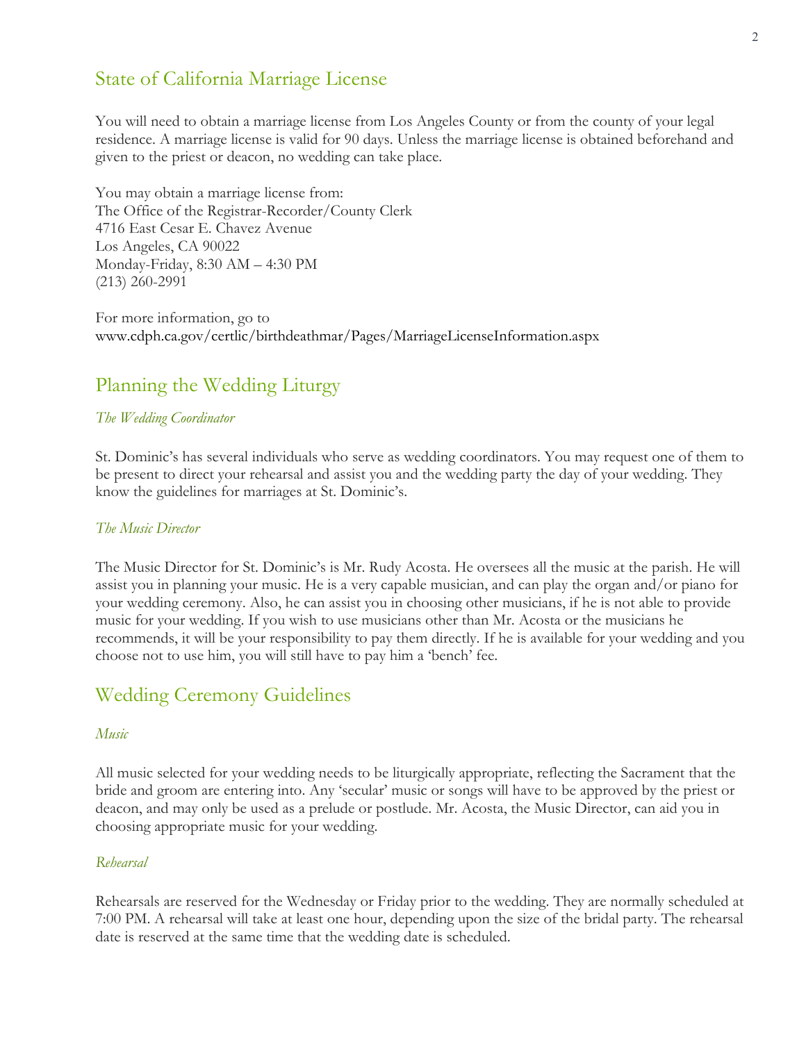## State of California Marriage License

You will need to obtain a marriage license from Los Angeles County or from the county of your legal residence. A marriage license is valid for 90 days. Unless the marriage license is obtained beforehand and given to the priest or deacon, no wedding can take place.

You may obtain a marriage license from:
The Office of the Registrar-Recorder/County Clerk
4716 East Cesar E. Chavez Avenue
Los Angeles, CA 90022
Monday-Friday, 8:30 AM – 4:30 PM
(213) 260-2991

For more information, go to
www.cdph.ca.gov/certlic/birthdeathmar/Pages/MarriageLicenseInformation.aspx

## Planning the Wedding Liturgy

### *The Wedding Coordinator*

St. Dominic's has several individuals who serve as wedding coordinators. You may request one of them to be present to direct your rehearsal and assist you and the wedding party the day of your wedding. They know the guidelines for marriages at St. Dominic's.

### *The Music Director*

The Music Director for St. Dominic's is Mr. Rudy Acosta. He oversees all the music at the parish. He will assist you in planning your music. He is a very capable musician, and can play the organ and/or piano for your wedding ceremony. Also, he can assist you in choosing other musicians, if he is not able to provide music for your wedding. If you wish to use musicians other than Mr. Acosta or the musicians he recommends, it will be your responsibility to pay them directly. If he is available for your wedding and you choose not to use him, you will still have to pay him a 'bench' fee.

## Wedding Ceremony Guidelines

### *Music*

All music selected for your wedding needs to be liturgically appropriate, reflecting the Sacrament that the bride and groom are entering into. Any 'secular' music or songs will have to be approved by the priest or deacon, and may only be used as a prelude or postlude. Mr. Acosta, the Music Director, can aid you in choosing appropriate music for your wedding.

### *Rehearsal*

Rehearsals are reserved for the Wednesday or Friday prior to the wedding. They are normally scheduled at 7:00 PM. A rehearsal will take at least one hour, depending upon the size of the bridal party. The rehearsal date is reserved at the same time that the wedding date is scheduled.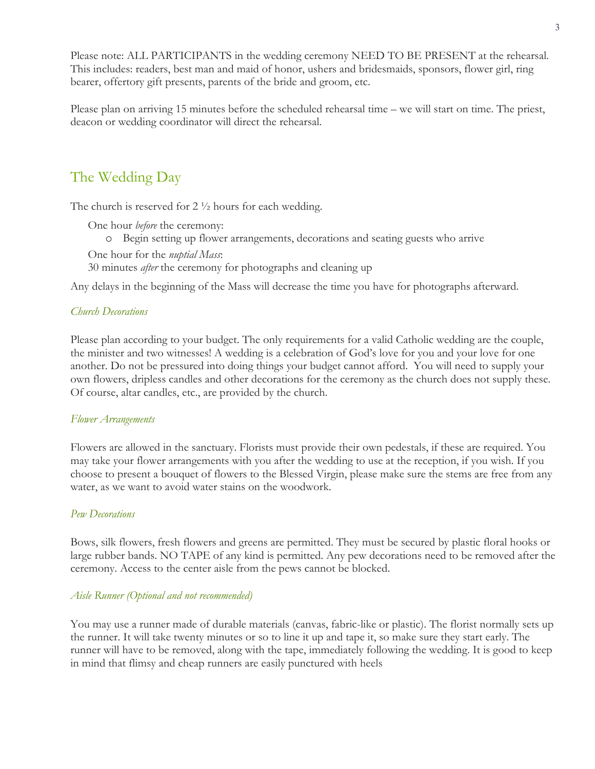Please note: ALL PARTICIPANTS in the wedding ceremony NEED TO BE PRESENT at the rehearsal. This includes: readers, best man and maid of honor, ushers and bridesmaids, sponsors, flower girl, ring bearer, offertory gift presents, parents of the bride and groom, etc.

Please plan on arriving 15 minutes before the scheduled rehearsal time – we will start on time. The priest, deacon or wedding coordinator will direct the rehearsal.

## The Wedding Day

The church is reserved for 2 ½ hours for each wedding.

One hour *before* the ceremony:

- Begin setting up flower arrangements, decorations and seating guests who arrive

One hour for the *nuptial Mass*:

30 minutes *after* the ceremony for photographs and cleaning up

Any delays in the beginning of the Mass will decrease the time you have for photographs afterward.

### *Church Decorations*

Please plan according to your budget. The only requirements for a valid Catholic wedding are the couple, the minister and two witnesses! A wedding is a celebration of God's love for you and your love for one another. Do not be pressured into doing things your budget cannot afford. You will need to supply your own flowers, dripless candles and other decorations for the ceremony as the church does not supply these. Of course, altar candles, etc., are provided by the church.

### *Flower Arrangements*

Flowers are allowed in the sanctuary. Florists must provide their own pedestals, if these are required. You may take your flower arrangements with you after the wedding to use at the reception, if you wish. If you choose to present a bouquet of flowers to the Blessed Virgin, please make sure the stems are free from any water, as we want to avoid water stains on the woodwork.

### *Pew Decorations*

Bows, silk flowers, fresh flowers and greens are permitted. They must be secured by plastic floral hooks or large rubber bands. NO TAPE of any kind is permitted. Any pew decorations need to be removed after the ceremony. Access to the center aisle from the pews cannot be blocked.

### *Aisle Runner (Optional and not recommended)*

You may use a runner made of durable materials (canvas, fabric-like or plastic). The florist normally sets up the runner. It will take twenty minutes or so to line it up and tape it, so make sure they start early. The runner will have to be removed, along with the tape, immediately following the wedding. It is good to keep in mind that flimsy and cheap runners are easily punctured with heels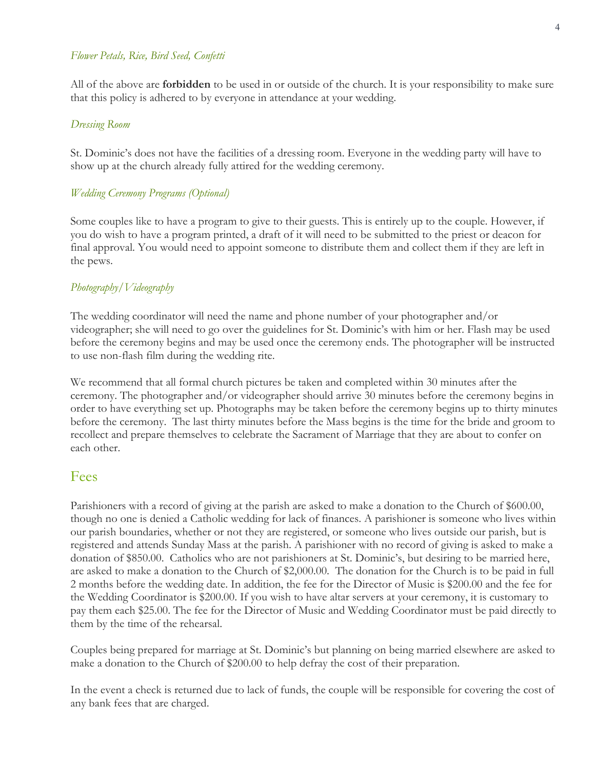*Flower Petals, Rice, Bird Seed, Confetti*

All of the above are **forbidden** to be used in or outside of the church. It is your responsibility to make sure that this policy is adhered to by everyone in attendance at your wedding.

*Dressing Room*

St. Dominic's does not have the facilities of a dressing room. Everyone in the wedding party will have to show up at the church already fully attired for the wedding ceremony.

*Wedding Ceremony Programs (Optional)*

Some couples like to have a program to give to their guests. This is entirely up to the couple. However, if you do wish to have a program printed, a draft of it will need to be submitted to the priest or deacon for final approval. You would need to appoint someone to distribute them and collect them if they are left in the pews.

*Photography/Videography*

The wedding coordinator will need the name and phone number of your photographer and/or videographer; she will need to go over the guidelines for St. Dominic's with him or her. Flash may be used before the ceremony begins and may be used once the ceremony ends. The photographer will be instructed to use non-flash film during the wedding rite.

We recommend that all formal church pictures be taken and completed within 30 minutes after the ceremony. The photographer and/or videographer should arrive 30 minutes before the ceremony begins in order to have everything set up. Photographs may be taken before the ceremony begins up to thirty minutes before the ceremony. The last thirty minutes before the Mass begins is the time for the bride and groom to recollect and prepare themselves to celebrate the Sacrament of Marriage that they are about to confer on each other.

## Fees

Parishioners with a record of giving at the parish are asked to make a donation to the Church of $600.00, though no one is denied a Catholic wedding for lack of finances. A parishioner is someone who lives within our parish boundaries, whether or not they are registered, or someone who lives outside our parish, but is registered and attends Sunday Mass at the parish. A parishioner with no record of giving is asked to make a donation of $850.00. Catholics who are not parishioners at St. Dominic's, but desiring to be married here, are asked to make a donation to the Church of $2,000.00. The donation for the Church is to be paid in full 2 months before the wedding date. In addition, the fee for the Director of Music is $200.00 and the fee for the Wedding Coordinator is $200.00. If you wish to have altar servers at your ceremony, it is customary to pay them each $25.00. The fee for the Director of Music and Wedding Coordinator must be paid directly to them by the time of the rehearsal.

Couples being prepared for marriage at St. Dominic's but planning on being married elsewhere are asked to make a donation to the Church of $200.00 to help defray the cost of their preparation.

In the event a check is returned due to lack of funds, the couple will be responsible for covering the cost of any bank fees that are charged.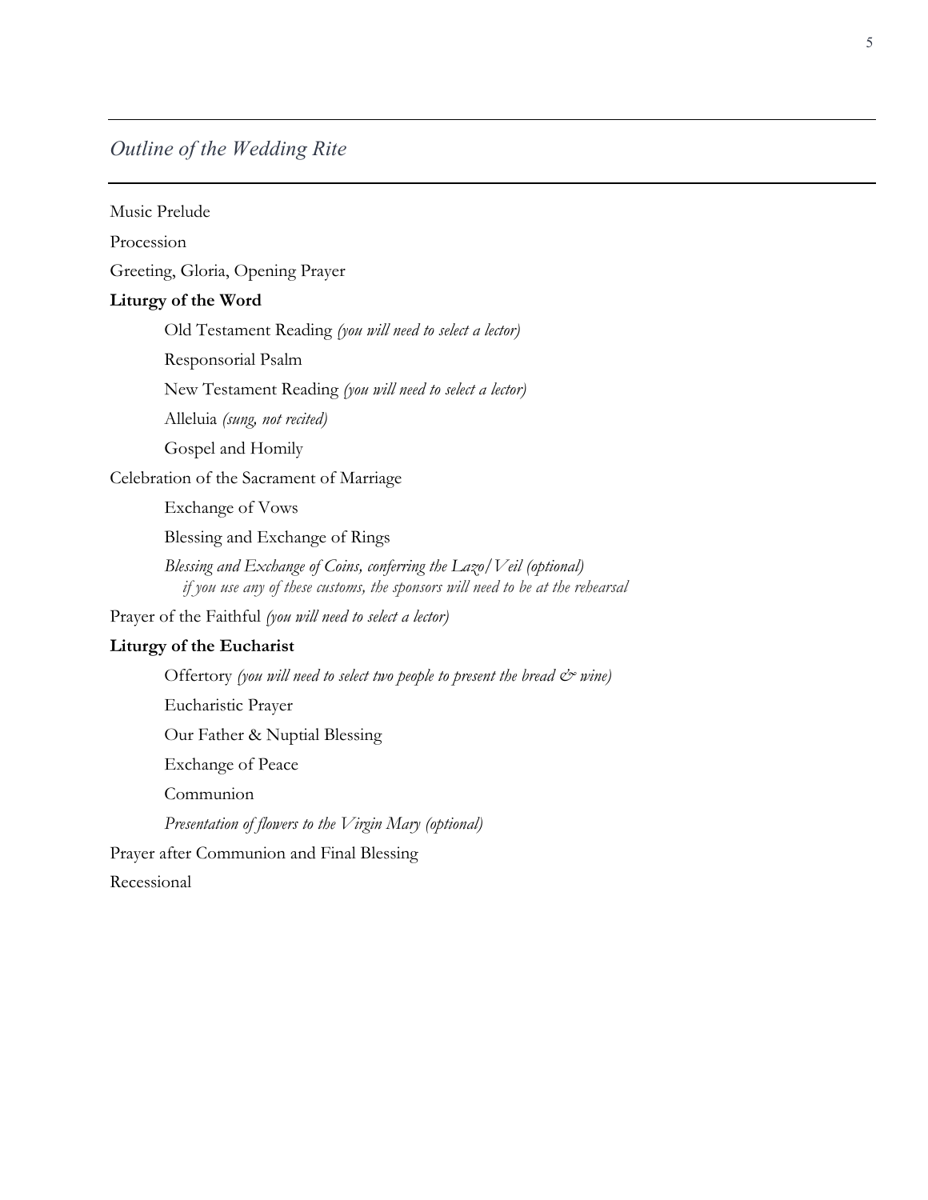## *Outline of the Wedding Rite*

Music Prelude

Procession

Greeting, Gloria, Opening Prayer

**Liturgy of the Word**

- Old Testament Reading *(you will need to select a lector)*
- Responsorial Psalm
- New Testament Reading *(you will need to select a lector)*
- Alleluia *(sung, not recited)*
- Gospel and Homily

Celebration of the Sacrament of Marriage

- Exchange of Vows
- Blessing and Exchange of Rings
- *Blessing and Exchange of Coins, conferring the Lazo/Veil (optional)*
  *if you use any of these customs, the sponsors will need to be at the rehearsal*

Prayer of the Faithful *(you will need to select a lector)*

**Liturgy of the Eucharist**

- Offertory *(you will need to select two people to present the bread & wine)*
- Eucharistic Prayer
- Our Father & Nuptial Blessing
- Exchange of Peace
- Communion
- *Presentation of flowers to the Virgin Mary (optional)*

Prayer after Communion and Final Blessing

Recessional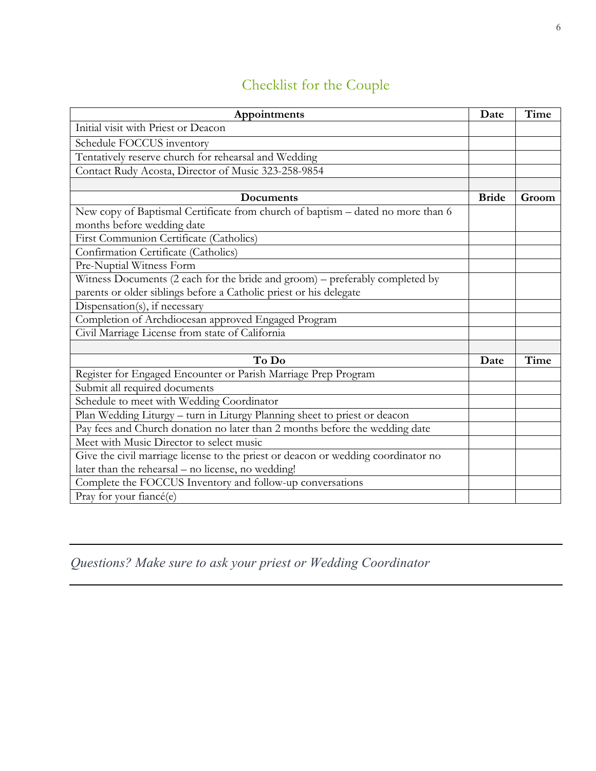# Checklist for the Couple

| Appointments | Date | Time |
| --- | --- | --- |
| Initial visit with Priest or Deacon | | |
| Schedule FOCCUS inventory | | |
| Tentatively reserve church for rehearsal and Wedding | | |
| Contact Rudy Acosta, Director of Music 323-258-9854 | | |
| | | |
| **Documents** | **Bride** | **Groom** |
| New copy of Baptismal Certificate from church of baptism – dated no more than 6 months before wedding date | | |
| First Communion Certificate (Catholics) | | |
| Confirmation Certificate (Catholics) | | |
| Pre-Nuptial Witness Form | | |
| Witness Documents (2 each for the bride and groom) – preferably completed by parents or older siblings before a Catholic priest or his delegate | | |
| Dispensation(s), if necessary | | |
| Completion of Archdiocesan approved Engaged Program | | |
| Civil Marriage License from state of California | | |
| | | |
| **To Do** | **Date** | **Time** |
| Register for Engaged Encounter or Parish Marriage Prep Program | | |
| Submit all required documents | | |
| Schedule to meet with Wedding Coordinator | | |
| Plan Wedding Liturgy – turn in Liturgy Planning sheet to priest or deacon | | |
| Pay fees and Church donation no later than 2 months before the wedding date | | |
| Meet with Music Director to select music | | |
| Give the civil marriage license to the priest or deacon or wedding coordinator no later than the rehearsal – no license, no wedding! | | |
| Complete the FOCCUS Inventory and follow-up conversations | | |
| Pray for your fiancé(e) | | |

---

*Questions? Make sure to ask your priest or Wedding Coordinator*

---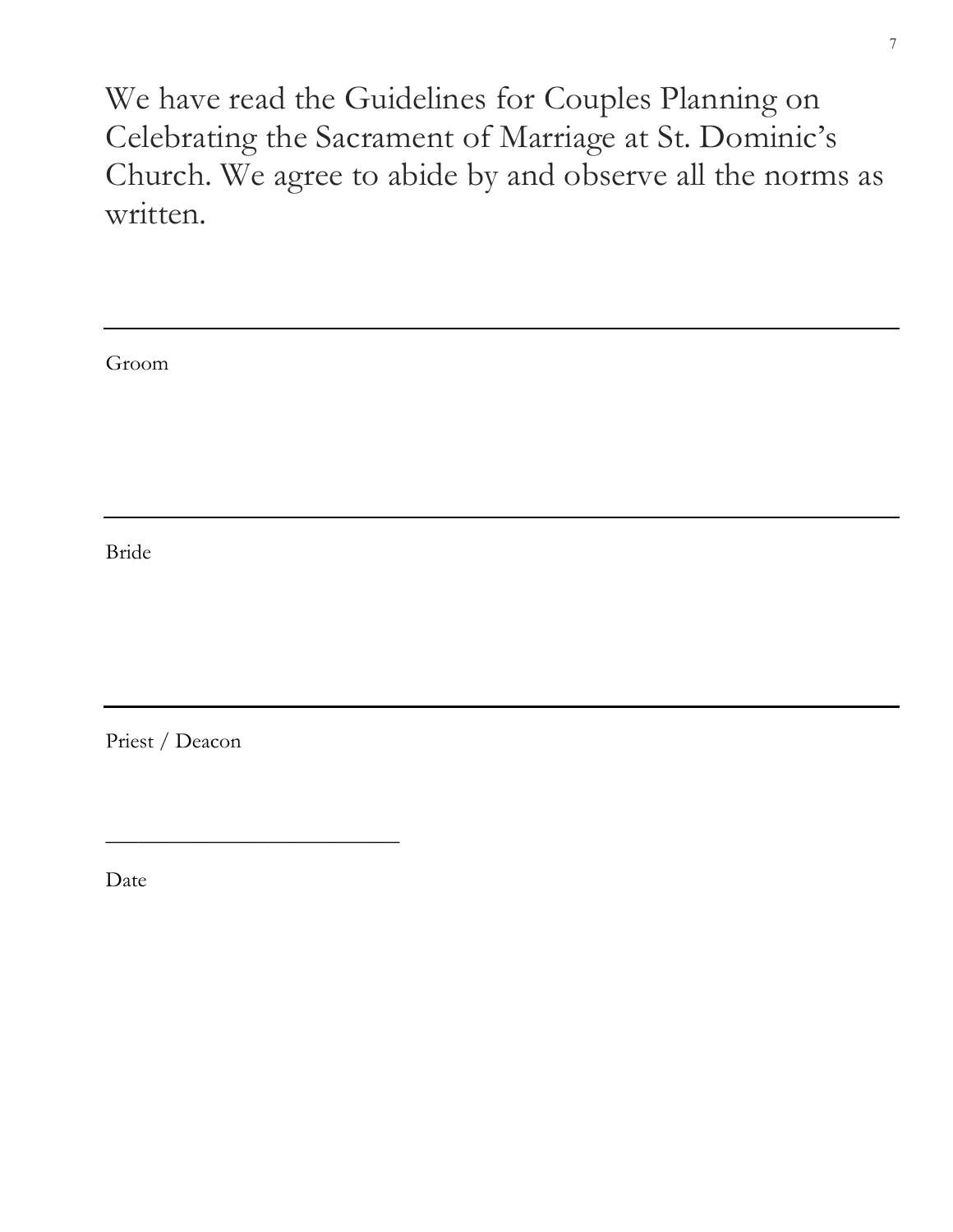We have read the Guidelines for Couples Planning on Celebrating the Sacrament of Marriage at St. Dominic's Church. We agree to abide by and observe all the norms as written.

---

Groom

---

Bride

---

Priest / Deacon

\_\_\_\_\_\_\_\_\_\_\_\_\_\_\_\_\_\_\_\_\_\_\_\_\_\_

Date